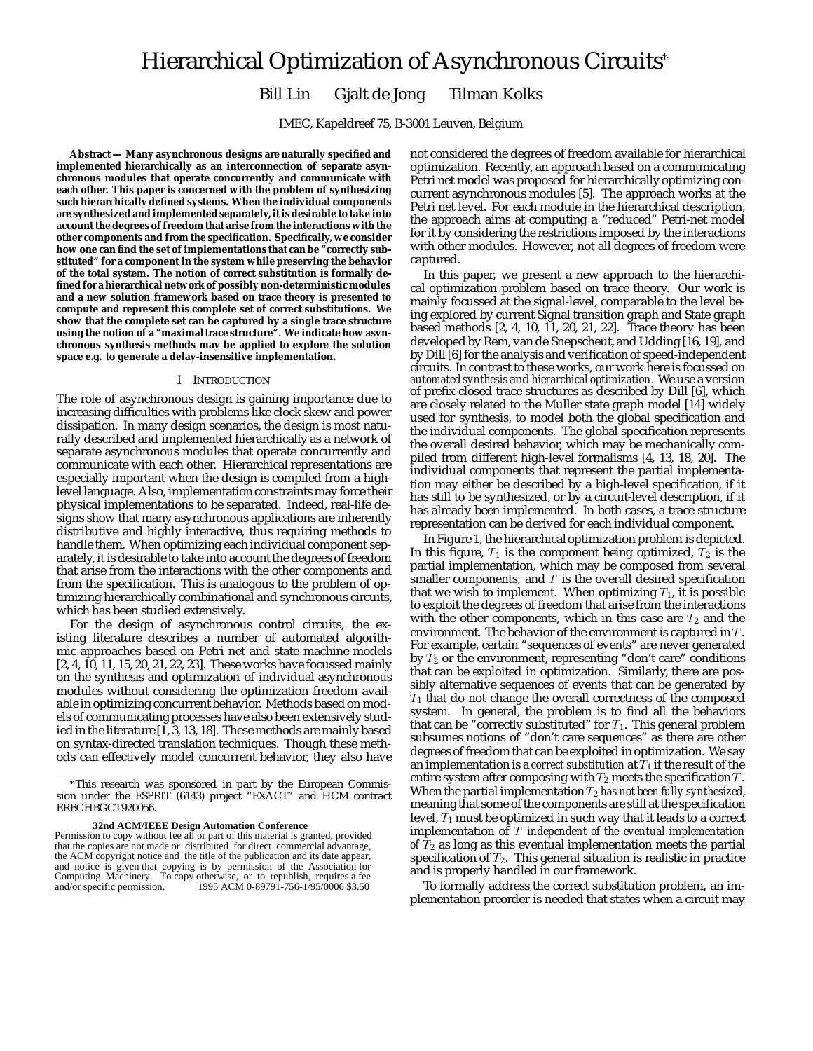# Hierarchical Optimization of Asynchronous Circuits*

Bill Lin   Gjalt de Jong   Tilman Kolks

IMEC, Kapeldreef 75, B-3001 Leuven, Belgium

**Abstract — Many asynchronous designs are naturally specified and implemented hierarchically as an interconnection of separate asynchronous modules that operate concurrently and communicate with each other. This paper is concerned with the problem of synthesizing such hierarchically defined systems. When the individual components are synthesized and implemented separately, it is desirable to take into account the degrees of freedom that arise from the interactions with the other components and from the specification. Specifically, we consider how one can find the set of implementations that can be "correctly substituted" for a component in the system while preserving the behavior of the total system. The notion of correct substitution is formally defined for a hierarchical network of possibly non-deterministic modules and a new solution framework based on trace theory is presented to compute and represent this complete set of correct substitutions. We show that the complete set can be captured by a single trace structure using the notion of a "maximal trace structure". We indicate how asynchronous synthesis methods may be applied to explore the solution space e.g. to generate a delay-insensitive implementation.**

## I INTRODUCTION

The role of asynchronous design is gaining importance due to increasing difficulties with problems like clock skew and power dissipation. In many design scenarios, the design is most naturally described and implemented hierarchically as a network of separate asynchronous modules that operate concurrently and communicate with each other. Hierarchical representations are especially important when the design is compiled from a high-level language. Also, implementation constraints may force their physical implementations to be separated. Indeed, real-life designs show that many asynchronous applications are inherently distributive and highly interactive, thus requiring methods to handle them. When optimizing each individual component separately, it is desirable to take into account the degrees of freedom that arise from the interactions with the other components and from the specification. This is analogous to the problem of optimizing hierarchically combinational and synchronous circuits, which has been studied extensively.

For the design of asynchronous control circuits, the existing literature describes a number of automated algorithmic approaches based on Petri net and state machine models [2, 4, 10, 11, 15, 20, 21, 22, 23]. These works have focussed mainly on the synthesis and optimization of individual asynchronous modules without considering the optimization freedom available in optimizing concurrent behavior. Methods based on models of communicating processes have also been extensively studied in the literature [1, 3, 13, 18]. These methods are mainly based on syntax-directed translation techniques. Though these methods can effectively model concurrent behavior, they also have not considered the degrees of freedom available for hierarchical optimization. Recently, an approach based on a communicating Petri net model was proposed for hierarchically optimizing concurrent asynchronous modules [5]. The approach works at the Petri net level. For each module in the hierarchical description, the approach aims at computing a "reduced" Petri-net model for it by considering the restrictions imposed by the interactions with other modules. However, not all degrees of freedom were captured.

In this paper, we present a new approach to the hierarchical optimization problem based on trace theory. Our work is mainly focussed at the signal-level, comparable to the level being explored by current Signal transition graph and State graph based methods [2, 4, 10, 11, 20, 21, 22]. Trace theory has been developed by Rem, van de Snepscheut, and Udding [16, 19], and by Dill [6] for the analysis and verification of speed-independent circuits. In contrast to these works, our work here is focussed on *automated synthesis* and *hierarchical optimization*. We use a version of prefix-closed trace structures as described by Dill [6], which are closely related to the Muller state graph model [14] widely used for synthesis, to model both the global specification and the individual components. The global specification represents the overall desired behavior, which may be mechanically compiled from different high-level formalisms [4, 13, 18, 20]. The individual components that represent the partial implementation may either be described by a high-level specification, if it has still to be synthesized, or by a circuit-level description, if it has already been implemented. In both cases, a trace structure representation can be derived for each individual component.

In Figure 1, the hierarchical optimization problem is depicted. In this figure, $T_1$ is the component being optimized, $T_2$ is the partial implementation, which may be composed from several smaller components, and $T$ is the overall desired specification that we wish to implement. When optimizing $T_1$, it is possible to exploit the degrees of freedom that arise from the interactions with the other components, which in this case are $T_2$ and the environment. The behavior of the environment is captured in $T$. For example, certain "sequences of events" are never generated by $T_2$ or the environment, representing "don't care" conditions that can be exploited in optimization. Similarly, there are possibly alternative sequences of events that can be generated by $T_1$ that do not change the overall correctness of the composed system. In general, the problem is to find all the behaviors that can be "correctly substituted" for $T_1$. This general problem subsumes notions of "don't care sequences" as there are other degrees of freedom that can be exploited in optimization. We say an implementation is a *correct substitution* at $T_1$ if the result of the entire system after composing with $T_2$ meets the specification $T$. When the partial implementation $T_2$ *has not been fully synthesized*, meaning that some of the components are still at the specification level, $T_1$ must be optimized in such way that it leads to a correct implementation of $T$ *independent of the eventual implementation of* $T_2$ as long as this eventual implementation meets the partial specification of $T_2$. This general situation is realistic in practice and is properly handled in our framework.

To formally address the correct substitution problem, an implementation preorder is needed that states when a circuit may

---

*This research was sponsored in part by the European Commission under the ESPRIT (6143) project "EXACT" and HCM contract ERBCHBGCT920056.

**32nd ACM/IEEE Design Automation Conference**
Permission to copy without fee all or part of this material is granted, provided that the copies are not made or distributed for direct commercial advantage, the ACM copyright notice and the title of the publication and its date appear, and notice is given that copying is by permission of the Association for Computing Machinery. To copy otherwise, or to republish, requires a fee and/or specific permission. © 1995 ACM 0-89791-756-1/95/0006 $3.50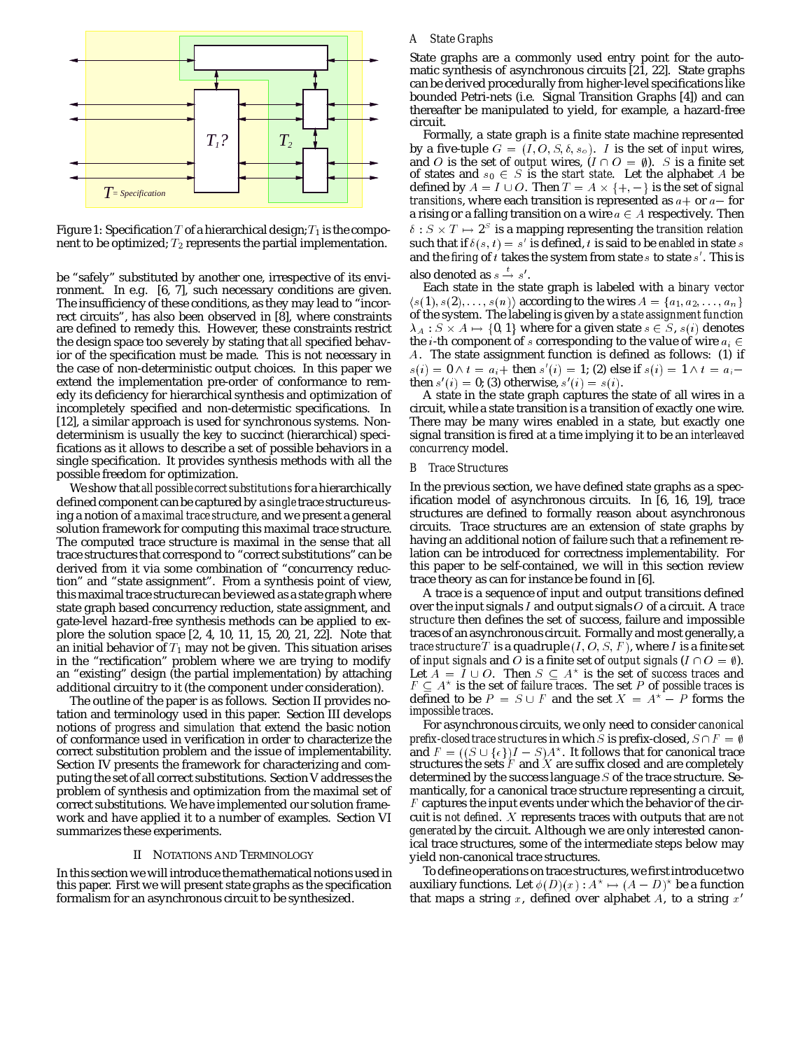$T_1?$ $T_2$ $T$= Specification

Figure 1: Specification $T$ of a hierarchical design; $T_1$ is the component to be optimized; $T_2$ represents the partial implementation.

be "safely" substituted by another one, irrespective of its environment. In e.g. [6, 7], such necessary conditions are given. The insufficiency of these conditions, as they may lead to "incorrect circuits", has also been observed in [8], where constraints are defined to remedy this. However, these constraints restrict the design space too severely by stating that *all* specified behavior of the specification must be made. This is not necessary in the case of non-deterministic output choices. In this paper we extend the implementation pre-order of conformance to remedy its deficiency for hierarchical synthesis and optimization of incompletely specified and non-determistic specifications. In [12], a similar approach is used for synchronous systems. Nondeterminism is usually the key to succinct (hierarchical) specifications as it allows to describe a set of possible behaviors in a single specification. It provides synthesis methods with all the possible freedom for optimization.

We show that *all possible correct substitutions* for a hierarchically defined component can be captured by a *single* trace structure using a notion of a *maximal trace structure*, and we present a general solution framework for computing this maximal trace structure. The computed trace structure is maximal in the sense that all trace structures that correspond to "correct substitutions" can be derived from it via some combination of "concurrency reduction" and "state assignment". From a synthesis point of view, this maximal trace structure can be viewed as a state graph where state graph based concurrency reduction, state assignment, and gate-level hazard-free synthesis methods can be applied to explore the solution space [2, 4, 10, 11, 15, 20, 21, 22]. Note that an initial behavior of $T_1$ may not be given. This situation arises in the "rectification" problem where we are trying to modify an "existing" design (the partial implementation) by attaching additional circuitry to it (the component under consideration).

The outline of the paper is as follows. Section II provides notation and terminology used in this paper. Section III develops notions of *progress* and *simulation* that extend the basic notion of conformance used in verification in order to characterize the correct substitution problem and the issue of implementability. Section IV presents the framework for characterizing and computing the set of all correct substitutions. Section V addresses the problem of synthesis and optimization from the maximal set of correct substitutions. We have implemented our solution framework and have applied it to a number of examples. Section VI summarizes these experiments.

## II Notations and Terminology

In this section we will introduce the mathematical notions used in this paper. First we will present state graphs as the specification formalism for an asynchronous circuit to be synthesized.

### A State Graphs

State graphs are a commonly used entry point for the automatic synthesis of asynchronous circuits [21, 22]. State graphs can be derived procedurally from higher-level specifications like bounded Petri-nets (i.e. Signal Transition Graphs [4]) and can thereafter be manipulated to yield, for example, a hazard-free circuit.

Formally, a state graph is a finite state machine represented by a five-tuple $G = (I, O, S, \delta, s_o)$. $I$ is the set of *input* wires, and $O$ is the set of *output* wires, ($I \cap O = \emptyset$). $S$ is a finite set of states and $s_0 \in S$ is the *start state*. Let the alphabet $A$ be defined by $A = I \cup O$. Then $T = A \times \{+, -\}$ is the set of *signal transitions*, where each transition is represented as $a+$ or $a-$ for a rising or a falling transition on a wire $a \in A$ respectively. Then $\delta : S \times T \mapsto 2^S$ is a mapping representing the *transition relation* such that if $\delta(s, t) = s'$ is defined, $t$ is said to be *enabled* in state $s$ and the *firing* of $t$ takes the system from state $s$ to state $s'$. This is also denoted as $s \xrightarrow{t} s'$.

Each state in the state graph is labeled with a *binary vector* $\langle s(1), s(2), \ldots, s(n) \rangle$ according to the wires $A = \{a_1, a_2, \ldots, a_n\}$ of the system. The labeling is given by a *state assignment function* $\lambda_A : S \times A \mapsto \{0, 1\}$ where for a given state $s \in S$, $s(i)$ denotes the $i$-th component of $s$ corresponding to the value of wire $a_i \in A$. The state assignment function is defined as follows: (1) if $s(i) = 0 \wedge t = a_i+$ then $s'(i) = 1$; (2) else if $s(i) = 1 \wedge t = a_i-$ then $s'(i) = 0$; (3) otherwise, $s'(i) = s(i)$.

A state in the state graph captures the state of all wires in a circuit, while a state transition is a transition of exactly one wire. There may be many wires enabled in a state, but exactly one signal transition is fired at a time implying it to be an *interleaved concurrency* model.

### B Trace Structures

In the previous section, we have defined state graphs as a specification model of asynchronous circuits. In [6, 16, 19], trace structures are defined to formally reason about asynchronous circuits. Trace structures are an extension of state graphs by having an additional notion of failure such that a refinement relation can be introduced for correctness implementability. For this paper to be self-contained, we will in this section review trace theory as can for instance be found in [6].

A trace is a sequence of input and output transitions defined over the input signals $I$ and output signals $O$ of a circuit. A *trace structure* then defines the set of success, failure and impossible traces of an asynchronous circuit. Formally and most generally, a *trace structure* $T$ is a quadruple $(I, O, S, F)$, where $I$ is a finite set of *input signals* and $O$ is a finite set of *output signals* ($I \cap O = \emptyset$). Let $A = I \cup O$. Then $S \subseteq A^*$ is the set of *success traces* and $F \subseteq A^*$ is the set of *failure traces*. The set $P$ of *possible traces* is defined to be $P = S \cup F$ and the set $X = A^* - P$ forms the *impossible traces*.

For asynchronous circuits, we only need to consider *canonical prefix-closed trace structures* in which $S$ is prefix-closed, $S \cap F = \emptyset$ and $F = ((S \cup \{\epsilon\})I - S)A^*$. It follows that for canonical trace structures the sets $F$ and $X$ are suffix closed and are completely determined by the success language $S$ of the trace structure. Semantically, for a canonical trace structure representing a circuit, $F$ captures the input events under which the behavior of the circuit is *not defined*. $X$ represents traces with outputs that are *not generated* by the circuit. Although we are only interested canonical trace structures, some of the intermediate steps below may yield non-canonical trace structures.

To define operations on trace structures, we first introduce two auxiliary functions. Let $\phi(D)(x) : A^* \mapsto (A - D)^*$ be a function that maps a string $x$, defined over alphabet $A$, to a string $x'$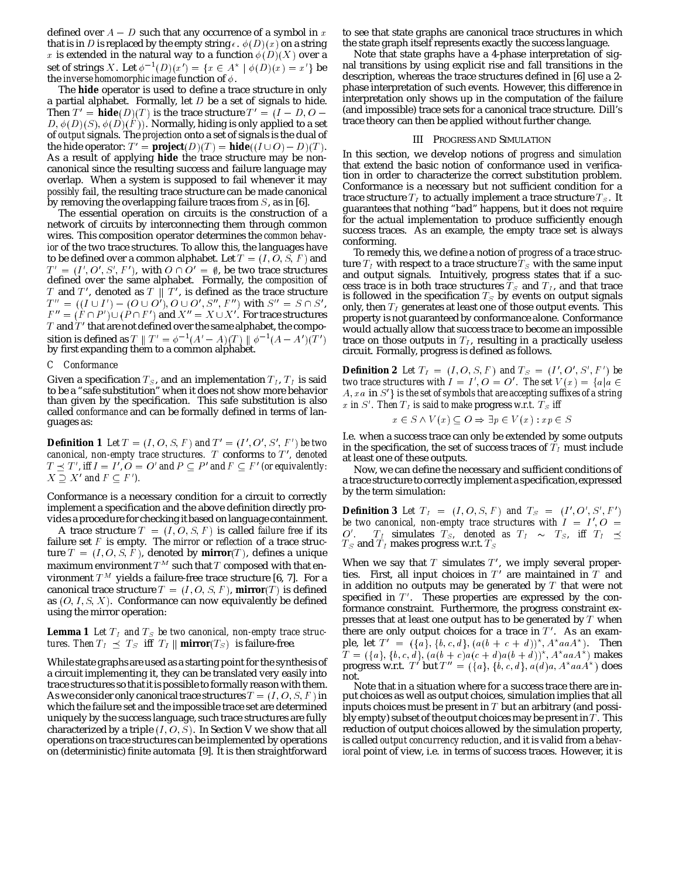defined over $A - D$ such that any occurrence of a symbol in $x$ that is in $D$ is replaced by the empty string $\epsilon$. $\phi(D)(x)$ on a string $x$ is extended in the natural way to a function $\phi(D)(X)$ over a set of strings $X$. Let $\phi^{-1}(D)(x') = \{x \in A^\star \mid \phi(D)(x) = x'\}$ be the *inverse homomorphic image* function of $\phi$.

The **hide** operator is used to define a trace structure in only a partial alphabet. Formally, let $D$ be a set of signals to hide. Then $T' = \textbf{hide}(D)(T)$ is the trace structure $T' = (I - D, O - D, \phi(D)(S), \phi(D)(F))$. Normally, hiding is only applied to a set of *output* signals. The *projection* onto a set of signals is the dual of the hide operator: $T' = \textbf{project}(D)(T) = \textbf{hide}((I \cup O) - D)(T)$. As a result of applying **hide** the trace structure may be non-canonical since the resulting success and failure language may overlap. When a system is supposed to fail whenever it may *possibly* fail, the resulting trace structure can be made canonical by removing the overlapping failure traces from $S$, as in [6].

The essential operation on circuits is the construction of a network of circuits by interconnecting them through common wires. This composition operator determines the *common behavior* of the two trace structures. To allow this, the languages have to be defined over a common alphabet. Let $T = (I, O, S, F)$ and $T' = (I', O', S', F')$, with $O \cap O' = \emptyset$, be two trace structures defined over the same alphabet. Formally, the *composition* of $T$ and $T'$, denoted as $T \parallel T'$, is defined as the trace structure $T'' = ((I \cup I') - (O \cup O'), O \cup O', S'', F'')$ with $S'' = S \cap S'$, $F'' = (F \cap P') \cup (P \cap F')$ and $X'' = X \cup X'$. For trace structures $T$ and $T'$ that are not defined over the same alphabet, the composition is defined as $T \parallel T' = \phi^{-1}(A' - A)(T) \parallel \phi^{-1}(A - A')(T')$ by first expanding them to a common alphabet.

### C Conformance

Given a specification $T_S$, and an implementation $T_I$, $T_I$ is said to be a "safe substitution" when it does not show more behavior than given by the specification. This safe substitution is also called *conformance* and can be formally defined in terms of languages as:

**Definition 1** *Let $T = (I, O, S, F)$ and $T' = (I', O', S', F')$ be two canonical, non-empty trace structures. $T$ conforms to $T'$, denoted $T \preceq T'$, iff $I = I'$, $O = O'$ and $P \subseteq P'$ and $F \subseteq F'$ (or equivalently: $X \supseteq X'$ and $F \subseteq F'$).*

Conformance is a necessary condition for a circuit to correctly implement a specification and the above definition directly provides a procedure for checking it based on language containment.

A trace structure $T = (I, O, S, F)$ is called *failure free* if its failure set $F$ is empty. The *mirror* or *reflection* of a trace structure $T = (I, O, S, F)$, denoted by $\textbf{mirror}(T)$, defines a unique maximum environment $T^M$ such that $T$ composed with that environment $T^M$ yields a failure-free trace structure [6, 7]. For a canonical trace structure $T = (I, O, S, F)$, $\textbf{mirror}(T)$ is defined as $(O, I, S, X)$. Conformance can now equivalently be defined using the mirror operation:

**Lemma 1** *Let $T_I$ and $T_S$ be two canonical, non-empty trace structures. Then $T_I \preceq T_S$ iff $T_I \parallel \textbf{mirror}(T_S)$ is failure-free.*

While state graphs are used as a starting point for the synthesis of a circuit implementing it, they can be translated very easily into trace structures so that it is possible to formally reason with them. As we consider only canonical trace structures $T = (I, O, S, F)$ in which the failure set and the impossible trace set are determined uniquely by the success language, such trace structures are fully characterized by a triple $(I, O, S)$. In Section V we show that all operations on trace structures can be implemented by operations on (deterministic) finite automata [9]. It is then straightforward to see that state graphs are canonical trace structures in which the state graph itself represents exactly the success language.

Note that state graphs have a 4-phase interpretation of signal transitions by using explicit rise and fall transitions in the description, whereas the trace structures defined in [6] use a 2-phase interpretation of such events. However, this difference in interpretation only shows up in the computation of the failure (and impossible) trace sets for a canonical trace structure. Dill's trace theory can then be applied without further change.

## III Progress and Simulation

In this section, we develop notions of *progress* and *simulation* that extend the basic notion of conformance used in verification in order to characterize the correct substitution problem. Conformance is a necessary but not sufficient condition for a trace structure $T_I$ to actually implement a trace structure $T_S$. It guarantees that nothing "bad" happens, but it does not require for the actual implementation to produce sufficiently enough success traces. As an example, the empty trace set is always conforming.

To remedy this, we define a notion of *progress* of a trace structure $T_I$ with respect to a trace structure $T_S$ with the same input and output signals. Intuitively, progress states that if a success trace is in both trace structures $T_S$ and $T_I$, and that trace is followed in the specification $T_S$ by events on output signals only, then $T_I$ generates at least one of those output events. This property is not guaranteed by conformance alone. Conformance would actually allow that success trace to become an impossible trace on those outputs in $T_I$, resulting in a practically useless circuit. Formally, progress is defined as follows.

**Definition 2** *Let $T_I = (I, O, S, F)$ and $T_S = (I', O', S', F')$ be two trace structures with $I = I', O = O'$. The set $V(x) = \{a | a \in A, xa$ in $S'\}$ is the set of symbols that are accepting suffixes of a string $x$ in $S'$. Then $T_I$ is said to make* progress *w.r.t. $T_S$ iff*

$$x \in S \wedge V(x) \subseteq O \Rightarrow \exists p \in V(x) : xp \in S$$

I.e. when a success trace can only be extended by some outputs in the specification, the set of success traces of $T_I$ must include at least one of these outputs.

Now, we can define the necessary and sufficient conditions of a trace structure to correctly implement a specification, expressed by the term simulation:

**Definition 3** *Let $T_I = (I, O, S, F)$ and $T_S = (I', O', S', F')$ be two canonical, non-empty trace structures with $I = I', O = O'$. $T_I$* simulates *$T_S$, denoted as $T_I \sim T_S$, iff $T_I \preceq T_S$ and $T_I$ makes progress w.r.t. $T_S$*

When we say that $T$ simulates $T'$, we imply several properties. First, all input choices in $T'$ are maintained in $T$ and in addition no outputs may be generated by $T$ that were not specified in $T'$. These properties are expressed by the conformance constraint. Furthermore, the progress constraint expresses that at least one output has to be generated by $T$ when there are only output choices for a trace in $T'$. As an example, let $T' = (\{a\}, \{b, c, d\}, (a(b + c + d))^\star, A^\star aaA^\star)$. Then $T = (\{a\}, \{b, c, d\}, (a(b + c)a(c + d)a(b + d))^\star, A^\star aaA^\star)$ makes progress w.r.t. $T'$ but $T'' = (\{a\}, \{b, c, d\}, a(d)a, A^\star aaA^\star)$ does not.

Note that in a situation where for a success trace there are input choices as well as output choices, simulation implies that all inputs choices must be present in $T$ but an arbitrary (and possibly empty) subset of the output choices may be present in $T$. This reduction of output choices allowed by the simulation property, is called *output concurrency reduction*, and it is valid from a *behavioral* point of view, i.e. in terms of success traces. However, it is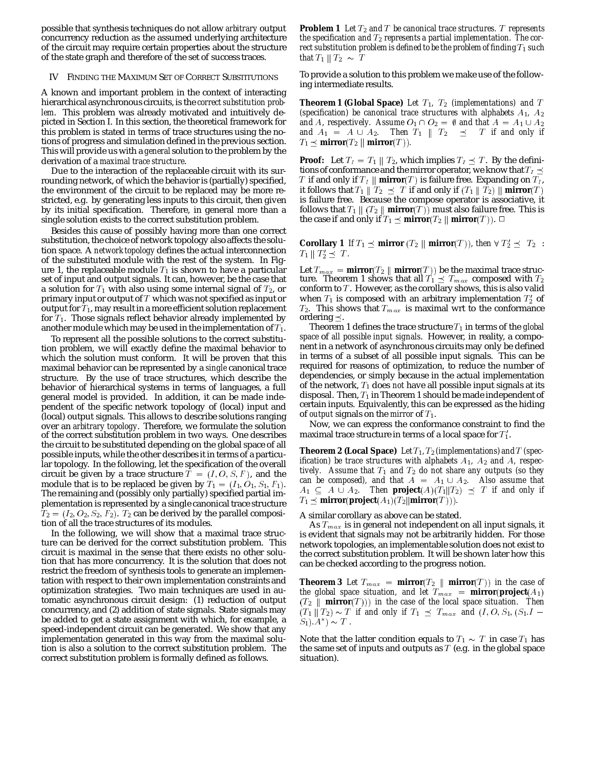possible that synthesis techniques do not allow *arbitrary* output concurrency reduction as the assumed underlying architecture of the circuit may require certain properties about the structure of the state graph and therefore of the set of success traces.

## IV Finding the Maximum Set of Correct Substitutions

A known and important problem in the context of interacting hierarchical asynchronous circuits, is the *correct substitution problem*. This problem was already motivated and intuitively depicted in Section I. In this section, the theoretical framework for this problem is stated in terms of trace structures using the notions of progress and simulation defined in the previous section. This will provide us with a *general* solution to the problem by the derivation of a *maximal trace structure*.

Due to the interaction of the replaceable circuit with its surrounding network, of which the behavior is (partially) specified, the environment of the circuit to be replaced may be more restricted, e.g. by generating less inputs to this circuit, then given by its initial specification. Therefore, in general more than a single solution exists to the correct substitution problem.

Besides this cause of possibly having more than one correct substitution, the choice of network topology also affects the solution space. A *network topology* defines the actual interconnection of the substituted module with the rest of the system. In Figure 1, the replaceable module $T_1$ is shown to have a particular set of input and output signals. It can, however, be the case that a solution for $T_1$ with also using some internal signal of $T_2$, or primary input or output of $T$ which was not specified as input or output for $T_1$, may result in a more efficient solution replacement for $T_1$. Those signals reflect behavior already implemented by another module which may be used in the implementation of $T_1$.

To represent all the possible solutions to the correct substitution problem, we will exactly define the maximal behavior to which the solution must conform. It will be proven that this maximal behavior can be represented by a *single* canonical trace structure. By the use of trace structures, which describe the behavior of hierarchical systems in terms of languages, a full general model is provided. In addition, it can be made independent of the specific network topology of (local) input and (local) output signals. This allows to describe solutions ranging over an *arbitrary topology*. Therefore, we formulate the solution of the correct substitution problem in two ways. One describes the circuit to be substituted depending on the global space of all possible inputs, while the other describes it in terms of a particular topology. In the following, let the specification of the overall circuit be given by a trace structure $T = (I, O, S, F)$, and the module that is to be replaced be given by $T_1 = (I_1, O_1, S_1, F_1)$. The remaining and (possibly only partially) specified partial implementation is represented by a single canonical trace structure $T_2 = (I_2, O_2, S_2, F_2)$. $T_2$ can be derived by the parallel composition of all the trace structures of its modules.

In the following, we will show that a maximal trace structure can be derived for the correct substitution problem. This circuit is maximal in the sense that there exists no other solution that has more concurrency. It is the solution that does not restrict the freedom of synthesis tools to generate an implementation with respect to their own implementation constraints and optimization strategies. Two main techniques are used in automatic asynchronous circuit design: (1) reduction of output concurrency, and (2) addition of state signals. State signals may be added to get a state assignment with which, for example, a speed-independent circuit can be generated. We show that any implementation generated in this way from the maximal solution is also a solution to the correct substitution problem. The correct substitution problem is formally defined as follows.

**Problem 1** *Let $T_2$ and $T$ be canonical trace structures. $T$ represents the specification and $T_2$ represents a partial implementation. The correct substitution problem is defined to be the problem of finding $T_1$ such that $T_1 \parallel T_2 \sim T$*

To provide a solution to this problem we make use of the following intermediate results.

**Theorem 1 (Global Space)** *Let $T_1$, $T_2$ (implementations) and $T$ (specification) be canonical trace structures with alphabets $A_1$, $A_2$ and $A$, respectively. Assume $O_1 \cap O_2 = \emptyset$ and that $A = A_1 \cup A_2$ and $A_1 = A \cup A_2$. Then $T_1 \parallel T_2 \preceq T$ if and only if $T_1 \preceq$ **mirror**$(T_2 \parallel$ **mirror**$(T))$.*

**Proof:** Let $T_I = T_1 \parallel T_2$, which implies $T_I \preceq T$. By the definitions of conformance and the mirror operator, we know that $T_I \preceq T$ if and only if $T_I \parallel$ **mirror**$(T)$ is failure free. Expanding on $T_I$, it follows that $T_1 \parallel T_2 \preceq T$ if and only if $(T_1 \parallel T_2) \parallel$ **mirror**$(T)$ is failure free. Because the compose operator is associative, it follows that $T_1 \parallel (T_2 \parallel$ **mirror**$(T))$ must also failure free. This is the case if and only if $T_1 \preceq$ **mirror**$(T_2 \parallel$ **mirror**$(T))$. □

**Corollary 1** *If $T_1 \preceq$ **mirror** $(T_2 \parallel$ **mirror**$(T))$, then $\forall\, T_2' \preceq T_2$ : $T_1 \parallel T_2' \preceq T$.*

Let $T_{max} =$ **mirror**$(T_2 \parallel$ **mirror**$(T))$ be the maximal trace structure. Theorem 1 shows that all $T_1 \preceq T_{max}$ composed with $T_2$ conform to $T$. However, as the corollary shows, this is also valid when $T_1$ is composed with an arbitrary implementation $T_2'$ of $T_2$. This shows that $T_{max}$ is maximal wrt to the conformance ordering $\preceq$.

Theorem 1 defines the trace structure $T_1$ in terms of the *global space* of *all possible input signals*. However, in reality, a component in a network of asynchronous circuits may only be defined in terms of a subset of all possible input signals. This can be required for reasons of optimization, to reduce the number of dependencies, or simply because in the actual implementation of the network, $T_1$ does *not* have all possible input signals at its disposal. Then, $T_1$ in Theorem 1 should be made independent of certain inputs. Equivalently, this can be expressed as the hiding of *output* signals on the *mirror* of $T_1$.

Now, we can express the conformance constraint to find the maximal trace structure in terms of a local space for $T_1'$.

**Theorem 2 (Local Space)** *Let $T_1, T_2$ (implementations) and $T$ (specification) be trace structures with alphabets $A_1$, $A_2$ and $A$, respectively. Assume that $T_1$ and $T_2$ do not share any outputs (so they can be composed), and that $A = A_1 \cup A_2$. Also assume that $A_1 \subseteq A \cup A_2$. Then **project**$(A)(T_1 \| T_2) \preceq T$ if and only if $T_1 \preceq$ **mirror**(**project**$(A_1)(T_2 \|$**mirror**$(T)))$.*

A similar corollary as above can be stated.

As $T_{max}$ is in general not independent on all input signals, it is evident that signals may not be arbitrarily hidden. For those network topologies, an implementable solution does not exist to the correct substitution problem. It will be shown later how this can be checked according to the progress notion.

**Theorem 3** *Let $T_{max} =$ **mirror**$(T_2 \parallel$ **mirror**$(T))$ in the case of the global space situation, and let $T_{max} =$ **mirror**(**project**$(A_1)$ $(T_2 \parallel$ **mirror**$(T)))$ in the case of the local space situation. Then $(T_1 \parallel T_2) \sim T$ if and only if $T_1 \preceq T_{max}$ and $(I, O, S_1, (S_1.I - S_1).A^*) \sim T$ .*

Note that the latter condition equals to $T_1 \sim T$ in case $T_1$ has the same set of inputs and outputs as $T$ (e.g. in the global space situation).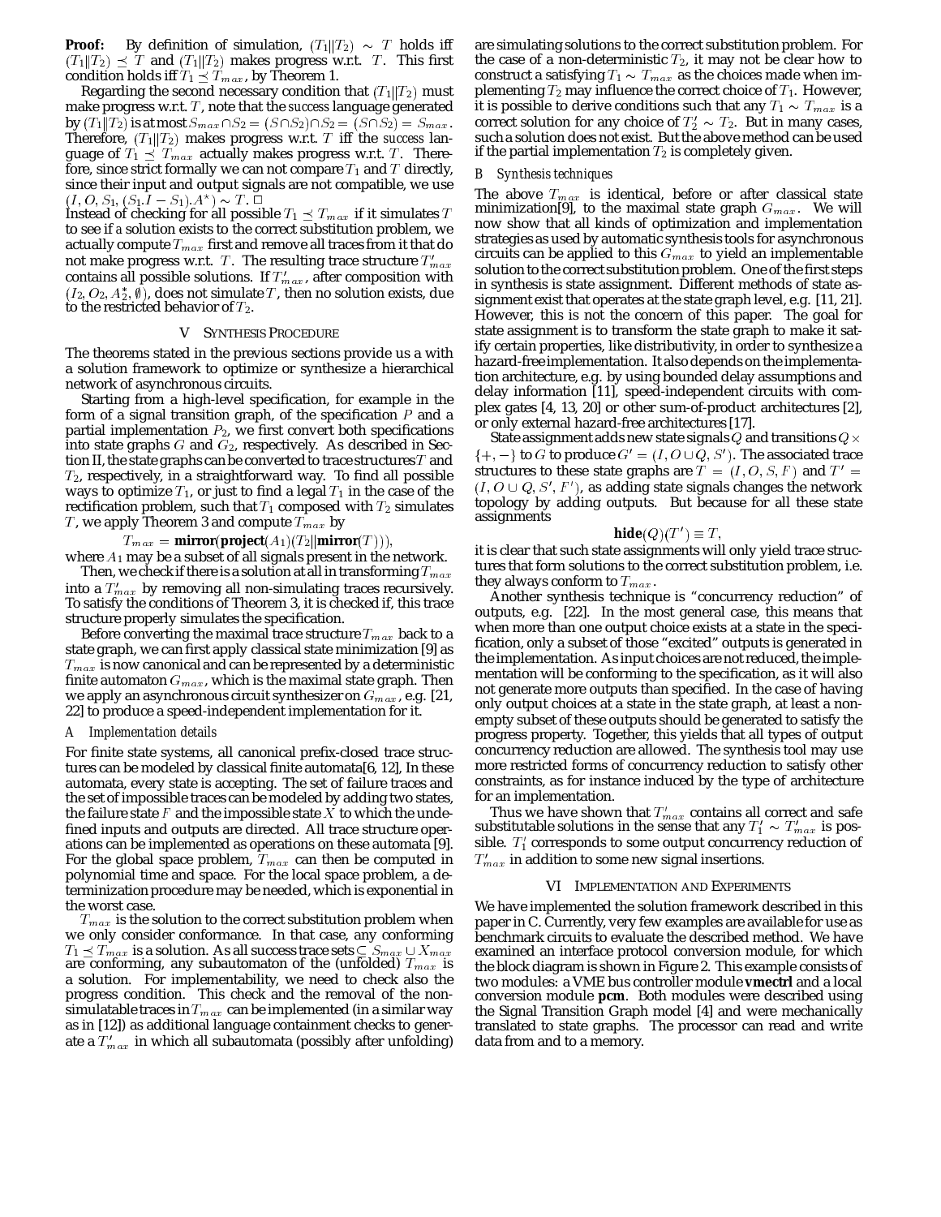**Proof:** By definition of simulation, $(T_1 \| T_2) \sim T$ holds iff $(T_1 \| T_2) \preceq T$ and $(T_1 \| T_2)$ makes progress w.r.t. $T$. This first condition holds iff $T_1 \preceq T_{max}$, by Theorem 1.

Regarding the second necessary condition that $(T_1 \| T_2)$ must make progress w.r.t. $T$, note that the *success* language generated by $(T_1 \| T_2)$ is at most $S_{max} \cap S_2 = (S \cap S_2) \cap S_2 = (S \cap S_2) = S_{max}$. Therefore, $(T_1 \| T_2)$ makes progress w.r.t. $T$ iff the *success* language of $T_1 \preceq T_{max}$ actually makes progress w.r.t. $T$. Therefore, since strict formally we can not compare $T_1$ and $T$ directly, since their input and output signals are not compatible, we use $(I, O, S_1, (S_1.I - S_1).A^{\star}) \sim T$. □

Instead of checking for all possible $T_1 \preceq T_{max}$ if it simulates $T$ to see if a solution exists to the correct substitution problem, we actually compute $T_{max}$ first and remove all traces from it that do not make progress w.r.t. $T$. The resulting trace structure $T'_{max}$ contains all possible solutions. If $T'_{max}$, after composition with $(I_2, O_2, A_2^{*}, \emptyset)$, does not simulate $T$, then no solution exists, due to the restricted behavior of $T_2$.

## V SYNTHESIS PROCEDURE

The theorems stated in the previous sections provide us a with a solution framework to optimize or synthesize a hierarchical network of asynchronous circuits.

Starting from a high-level specification, for example in the form of a signal transition graph, of the specification $P$ and a partial implementation $P_2$, we first convert both specifications into state graphs $G$ and $G_2$, respectively. As described in Section II, the state graphs can be converted to trace structures $T$ and $T_2$, respectively, in a straightforward way. To find all possible ways to optimize $T_1$, or just to find a legal $T_1$ in the case of the rectification problem, such that $T_1$ composed with $T_2$ simulates $T$, we apply Theorem 3 and compute $T_{max}$ by

$$T_{max} = \textbf{mirror}(\textbf{project}(A_1)(T_2 \| \textbf{mirror}(T))),$$

where $A_1$ may be a subset of all signals present in the network.

Then, we check if there is a solution at all in transforming $T_{max}$ into a $T'_{max}$ by removing all non-simulating traces recursively. To satisfy the conditions of Theorem 3, it is checked if, this trace structure properly simulates the specification.

Before converting the maximal trace structure $T_{max}$ back to a state graph, we can first apply classical state minimization [9] as $T_{max}$ is now canonical and can be represented by a deterministic finite automaton $G_{max}$, which is the maximal state graph. Then we apply an asynchronous circuit synthesizer on $G_{max}$, e.g. [21, 22] to produce a speed-independent implementation for it.

### A Implementation details

For finite state systems, all canonical prefix-closed trace structures can be modeled by classical finite automata[6, 12], In these automata, every state is accepting. The set of failure traces and the set of impossible traces can be modeled by adding two states, the failure state $F$ and the impossible state $X$ to which the undefined inputs and outputs are directed. All trace structure operations can be implemented as operations on these automata [9]. For the global space problem, $T_{max}$ can then be computed in polynomial time and space. For the local space problem, a determinization procedure may be needed, which is exponential in the worst case.

$T_{max}$ is the solution to the correct substitution problem when we only consider conformance. In that case, any conforming $T_1 \preceq T_{max}$ is a solution. As all success trace sets $\subseteq S_{max} \cup X_{max}$ are conforming, any subautomaton of the (unfolded) $T_{max}$ is a solution. For implementability, we need to check also the progress condition. This check and the removal of the non-simulatable traces in $T_{max}$ can be implemented (in a similar way as in [12]) as additional language containment checks to generate a $T'_{max}$ in which all subautomata (possibly after unfolding) are simulating solutions to the correct substitution problem. For the case of a non-deterministic $T_2$, it may not be clear how to construct a satisfying $T_1 \sim T_{max}$ as the choices made when implementing $T_2$ may influence the correct choice of $T_1$. However, it is possible to derive conditions such that any $T_1 \sim T_{max}$ is a correct solution for any choice of $T'_2 \sim T_2$. But in many cases, such a solution does not exist. But the above method can be used if the partial implementation $T_2$ is completely given.

### B Synthesis techniques

The above $T_{max}$ is identical, before or after classical state minimization[9], to the maximal state graph $G_{max}$. We will now show that all kinds of optimization and implementation strategies as used by automatic synthesis tools for asynchronous circuits can be applied to this $G_{max}$ to yield an implementable solution to the correct substitution problem. One of the first steps in synthesis is state assignment. Different methods of state assignment exist that operates at the state graph level, e.g. [11, 21]. However, this is not the concern of this paper. The goal for state assignment is to transform the state graph to make it satisfy certain properties, like distributivity, in order to synthesize a hazard-free implementation. It also depends on the implementation architecture, e.g. by using bounded delay assumptions and delay information [11], speed-independent circuits with complex gates [4, 13, 20] or other sum-of-product architectures [2], or only external hazard-free architectures [17].

State assignment adds new state signals $Q$ and transitions $Q \times \{+, -\}$ to $G$ to produce $G' = (I, O \cup Q, S')$. The associated trace structures to these state graphs are $T = (I, O, S, F)$ and $T' = (I, O \cup Q, S', F')$, as adding state signals changes the network topology by adding outputs. But because for all these state assignments

$$\textbf{hide}(Q)(T') \equiv T,$$

it is clear that such state assignments will only yield trace structures that form solutions to the correct substitution problem, i.e. they always conform to $T_{max}$.

Another synthesis technique is "concurrency reduction" of outputs, e.g. [22]. In the most general case, this means that when more than one output choice exists at a state in the specification, only a subset of those "excited" outputs is generated in the implementation. As input choices are not reduced, the implementation will be conforming to the specification, as it will also not generate more outputs than specified. In the case of having only output choices at a state in the state graph, at least a non-empty subset of these outputs should be generated to satisfy the progress property. Together, this yields that all types of output concurrency reduction are allowed. The synthesis tool may use more restricted forms of concurrency reduction to satisfy other constraints, as for instance induced by the type of architecture for an implementation.

Thus we have shown that $T'_{max}$ contains all correct and safe substitutable solutions in the sense that any $T'_1 \sim T'_{max}$ is possible. $T'_1$ corresponds to some output concurrency reduction of $T'_{max}$ in addition to some new signal insertions.

## VI IMPLEMENTATION AND EXPERIMENTS

We have implemented the solution framework described in this paper in C. Currently, very few examples are available for use as benchmark circuits to evaluate the described method. We have examined an interface protocol conversion module, for which the block diagram is shown in Figure 2. This example consists of two modules: a VME bus controller module **vmectrl** and a local conversion module **pcm**. Both modules were described using the Signal Transition Graph model [4] and were mechanically translated to state graphs. The processor can read and write data from and to a memory.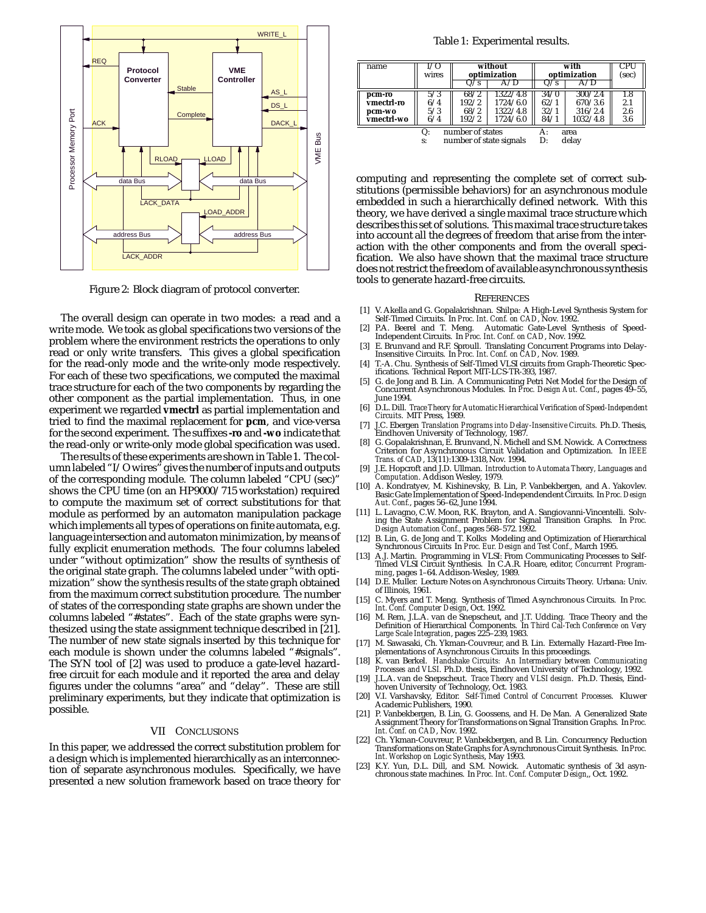Processor Memory Port

WRITE_L

REQ

Protocol Converter

VME Controller

Stable

AS_L

DS_L

Complete

ACK

DACK_L

VME Bus

RLOAD

LLOAD

data Bus

data Bus

LACK_DATA

LOAD_ADDR

address Bus

address Bus

LACK_ADDR

Figure 2: Block diagram of protocol converter.

The overall design can operate in two modes: a read and a write mode. We took as global specifications two versions of the problem where the environment restricts the operations to only read or only write transfers. This gives a global specification for the read-only mode and the write-only mode respectively. For each of these two specifications, we computed the maximal trace structure for each of the two components by regarding the other component as the partial implementation. Thus, in one experiment we regarded **vmectrl** as partial implementation and tried to find the maximal replacement for **pcm**, and vice-versa for the second experiment. The suffixes **-ro** and **-wo** indicate that the read-only or write-only mode global specification was used.

The results of these experiments are shown in Table 1. The column labeled "I/O wires" gives the number of inputs and outputs of the corresponding module. The column labeled "CPU (sec)" shows the CPU time (on an HP9000/715 workstation) required to compute the maximum set of correct substitutions for that module as performed by an automaton manipulation package which implements all types of operations on finite automata, e.g. language intersection and automaton minimization, by means of fully explicit enumeration methods. The four columns labeled under "without optimization" show the results of synthesis of the original state graph. The columns labeled under "with optimization" show the synthesis results of the state graph obtained from the maximum correct substitution procedure. The number of states of the corresponding state graphs are shown under the columns labeled "#states". Each of the state graphs were synthesized using the state assignment technique described in [21]. The number of new state signals inserted by this technique for each module is shown under the columns labeled "#signals". The SYN tool of [2] was used to produce a gate-level hazard-free circuit for each module and it reported the area and delay figures under the columns "area" and "delay". These are still preliminary experiments, but they indicate that optimization is possible.

## VII CONCLUSIONS

In this paper, we addressed the correct substitution problem for a design which is implemented hierarchically as an interconnection of separate asynchronous modules. Specifically, we have presented a new solution framework based on trace theory for computing and representing the complete set of correct substitutions (permissible behaviors) for an asynchronous module embedded in such a hierarchically defined network. With this theory, we have derived a single maximal trace structure which describes this set of solutions. This maximal trace structure takes into account all the degrees of freedom that arise from the interaction with the other components and from the overall specification. We also have shown that the maximal trace structure does not restrict the freedom of available asynchronous synthesis tools to generate hazard-free circuits.

Table 1: Experimental results.

| name | I/O wires | without optimization | | with optimization | | CPU (sec) |
|---|---|---|---|---|---|---|
| | | Q/s | A/D | Q/s | A/D | |
| **pcm-ro** | 5/3 | 68/2 | 1322/4.8 | 34/0 | 300/2.4 | 1.8 |
| **vmectrl-ro** | 6/4 | 192/2 | 1724/6.0 | 62/1 | 670/3.6 | 2.1 |
| **pcm-wo** | 5/3 | 68/2 | 1322/4.8 | 32/1 | 316/2.4 | 2.6 |
| **vmectrl-wo** | 6/4 | 192/2 | 1724/6.0 | 84/1 | 1032/4.8 | 3.6 |

Q: number of states  A: area
s: number of state signals  D: delay

## REFERENCES

[1] V. Akella and G. Gopalakrishnan. Shilpa: A High-Level Synthesis System for Self-Timed Circuits. In *Proc. Int. Conf. on CAD*, Nov. 1992.

[2] P.A. Beerel and T. Meng. Automatic Gate-Level Synthesis of Speed-Independent Circuits. In *Proc. Int. Conf. on CAD*, Nov. 1992.

[3] E. Brunvand and R.F. Sproull. Translating Concurrent Programs into Delay-Insensitive Circuits. In *Proc. Int. Conf. on CAD*, Nov. 1989.

[4] T.-A. Chu. Synthesis of Self-Timed VLSI circuits from Graph-Theoretic Specifications. Technical Report MIT-LCS-TR-393, 1987.

[5] G. de Jong and B. Lin. A Communicating Petri Net Model for the Design of Concurrent Asynchronous Modules. In *Proc. Design Aut. Conf.*, pages 49–55, June 1994.

[6] D.L. Dill. *Trace Theory for Automatic Hierarchical Verification of Speed-Independent Circuits*. MIT Press, 1989.

[7] J.C. Ebergen *Translation Programs into Delay-Insensitive Circuits*. Ph.D. Thesis, Eindhoven University of Technology, 1987.

[8] G. Gopalakrishnan, E. Brunvand, N. Michell and S.M. Nowick. A Correctness Criterion for Asynchronous Circuit Validation and Optimization. In *IEEE Trans. of CAD*, 13(11):1309-1318, Nov. 1994.

[9] J.E. Hopcroft and J.D. Ullman. *Introduction to Automata Theory, Languages and Computation*. Addison Wesley, 1979.

[10] A. Kondratyev, M. Kishinevsky, B. Lin, P. Vanbekbergen, and A. Yakovlev. Basic Gate Implementation of Speed-Independent Circuits. In *Proc. Design Aut. Conf.*, pages 56–62, June 1994.

[11] L. Lavagno, C.W. Moon, R.K. Brayton, and A. Sangiovanni-Vincentelli. Solving the State Assignment Problem for Signal Transition Graphs. In *Proc. Design Automation Conf.*, pages 568–572. 1992.

[12] B. Lin, G. de Jong and T. Kolks Modeling and Optimization of Hierarchical Synchronous Circuits In *Proc. Eur. Design and Test Conf.*, March 1995.

[13] A.J. Martin. Programming in VLSI: From Communicating Processes to Self-Timed VLSI Circuit Synthesis. In C.A.R. Hoare, editor, *Concurrent Programming*, pages 1–64. Addison-Wesley, 1989.

[14] D.E. Muller. Lecture Notes on Asynchronous Circuits Theory. Urbana: Univ. of Illinois, 1961.

[15] C. Myers and T. Meng. Synthesis of Timed Asynchronous Circuits. In *Proc. Int. Conf. Computer Design*, Oct. 1992.

[16] M. Rem, J.L.A. van de Snepscheut, and J.T. Udding. Trace Theory and the Definition of Hierarchical Components. In *Third Cal-Tech Conference on Very Large Scale Integration*, pages 225–239, 1983.

[17] M. Sawasaki, Ch. Ykman-Couvreur, and B. Lin. Externally Hazard-Free Implementations of Asynchronous Circuits In this proceedings.

[18] K. van Berkel. *Handshake Circuits: An Intermediary between Communicating Processes and VLSI*. Ph.D. thesis, Eindhoven University of Technology, 1992.

[19] J.L.A. van de Snepscheut. *Trace Theory and VLSI design*. Ph.D. Thesis, Eindhoven University of Technology, Oct. 1983.

[20] V.I. Varshavsky, Editor. *Self-Timed Control of Concurrent Processes*. Kluwer Academic Publishers, 1990.

[21] P. Vanbekbergen, B. Lin, G. Goossens, and H. De Man. A Generalized State Assignment Theory for Transformations on Signal Transition Graphs. In *Proc. Int. Conf. on CAD*, Nov. 1992.

[22] Ch. Ykman-Couvreur, P. Vanbekbergen, and B. Lin. Concurrency Reduction Transformations on State Graphs for Asynchronous Circuit Synthesis. In *Proc. Int. Workshop on Logic Synthesis*, May 1993.

[23] K.Y. Yun, D.L. Dill, and S.M. Nowick. Automatic synthesis of 3d asynchronous state machines. In *Proc. Int. Conf. Computer Design*,, Oct. 1992.